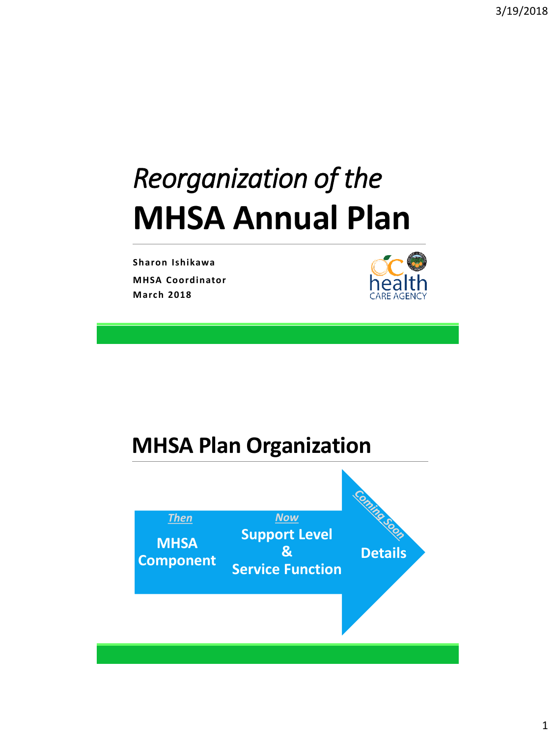# *Reorganization of the*
# MHSA Annual Plan

**Sharon Ishikawa**

**MHSA Coordinator**

**March 2018**

## MHSA Plan Organization

*Then*

**MHSA Component**

*Now*

**Support Level & Service Function**

*Coming Soon*

**Details**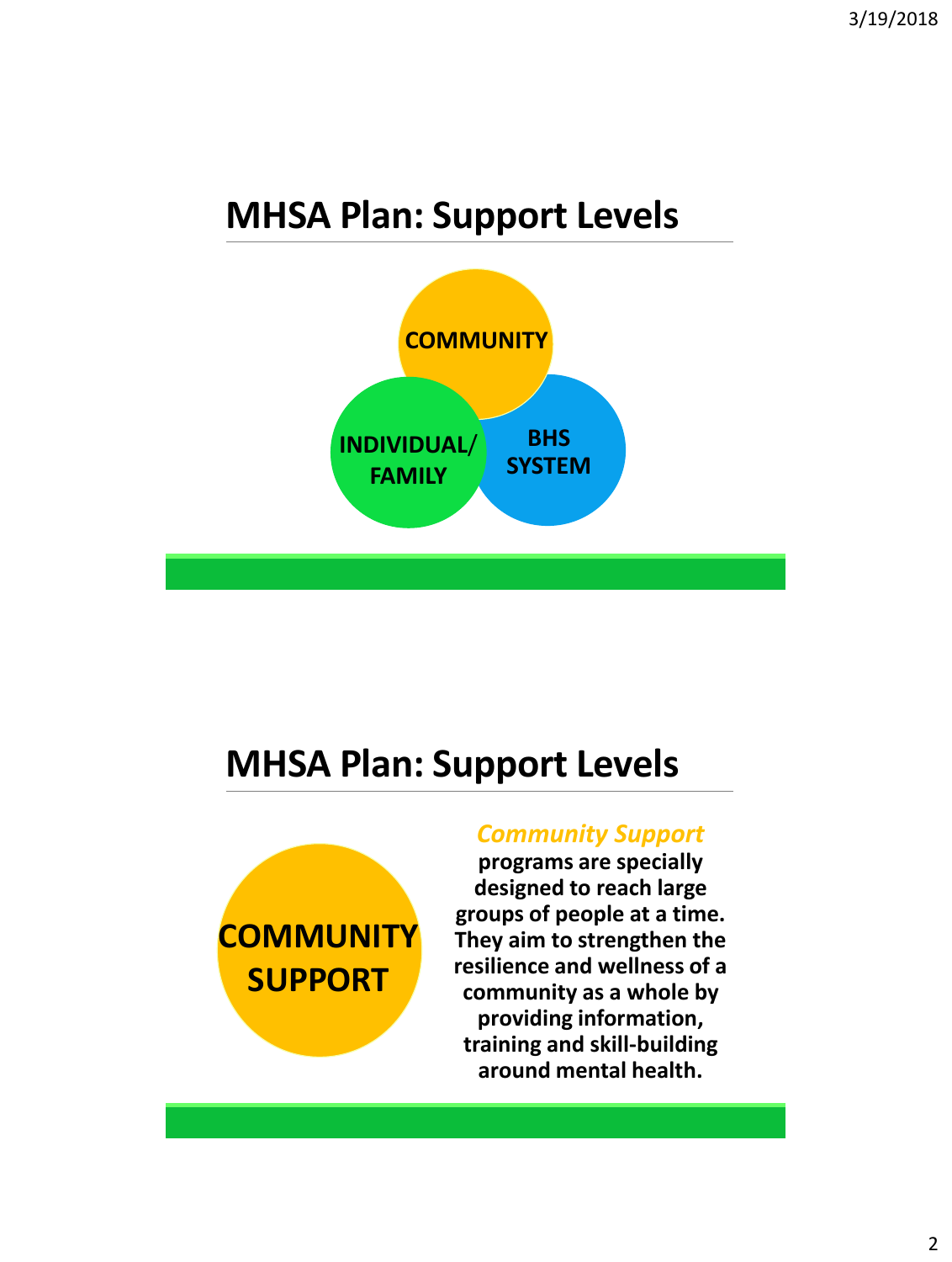## MHSA Plan: Support Levels

COMMUNITY

INDIVIDUAL/ FAMILY

BHS SYSTEM

## MHSA Plan: Support Levels

COMMUNITY SUPPORT

***Community Support*** **programs are specially designed to reach large groups of people at a time. They aim to strengthen the resilience and wellness of a community as a whole by providing information, training and skill-building around mental health.**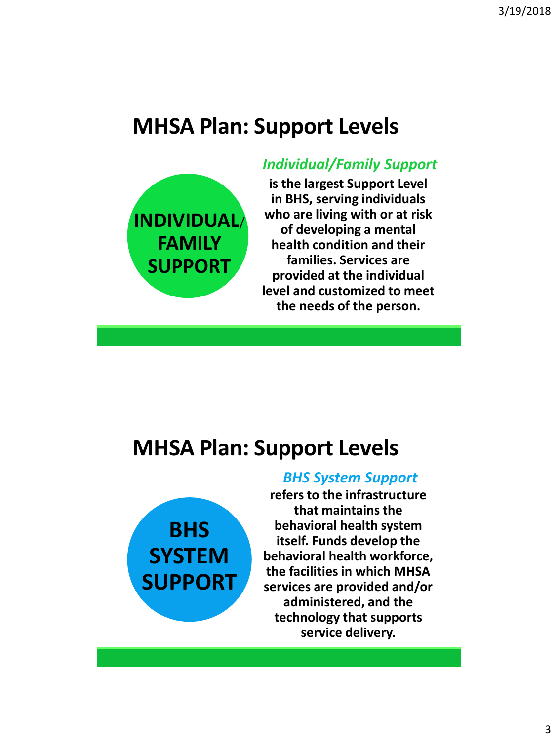## MHSA Plan: Support Levels

INDIVIDUAL/ FAMILY SUPPORT

***Individual/Family Support***

**is the largest Support Level in BHS, serving individuals who are living with or at risk of developing a mental health condition and their families. Services are provided at the individual level and customized to meet the needs of the person.**

## MHSA Plan: Support Levels

BHS SYSTEM SUPPORT

***BHS System Support***

**refers to the infrastructure that maintains the behavioral health system itself. Funds develop the behavioral health workforce, the facilities in which MHSA services are provided and/or administered, and the technology that supports service delivery.**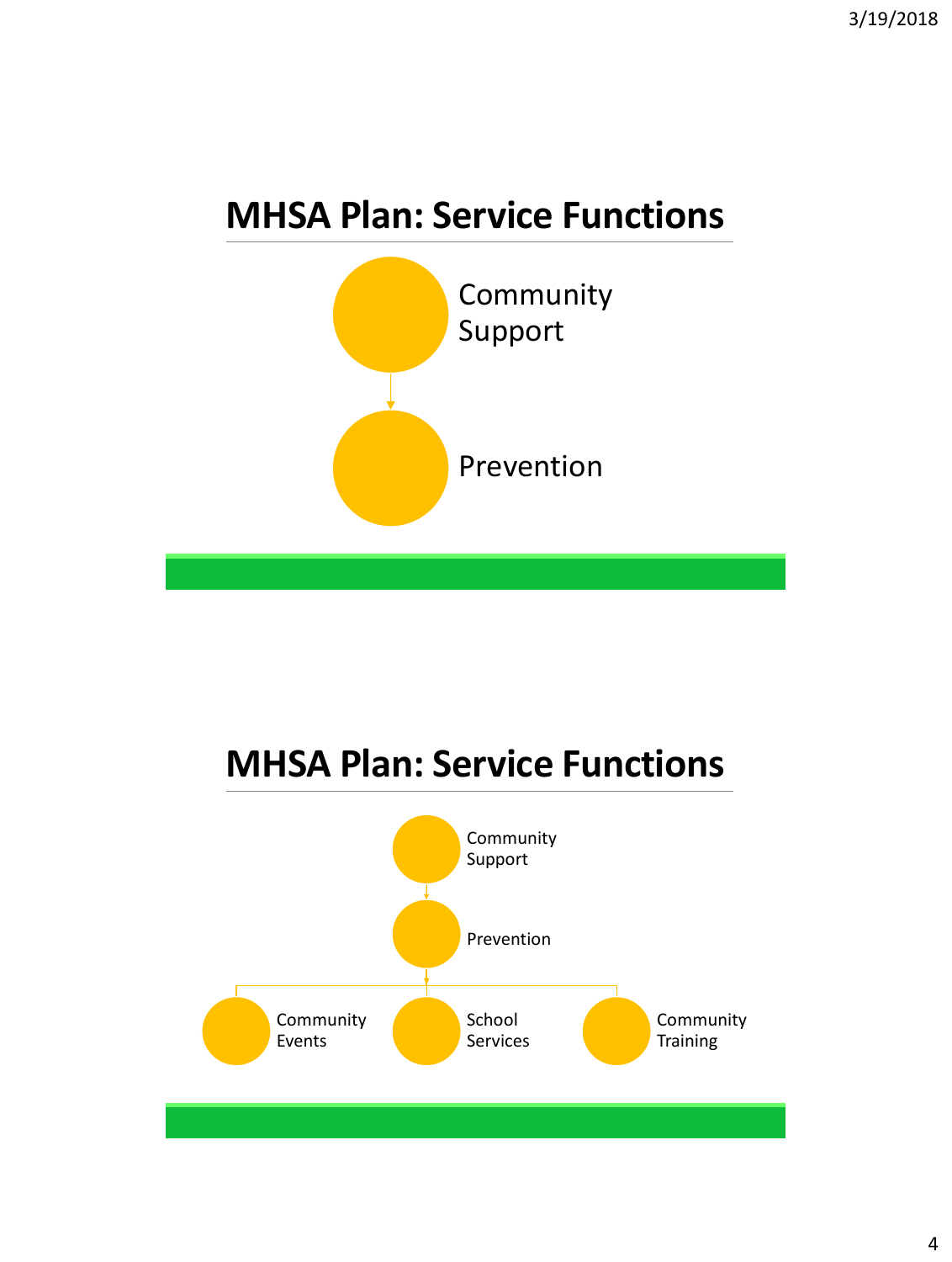## MHSA Plan: Service Functions

- Community Support
  - Prevention

## MHSA Plan: Service Functions

- Community Support
  - Prevention
    - Community Events
    - School Services
    - Community Training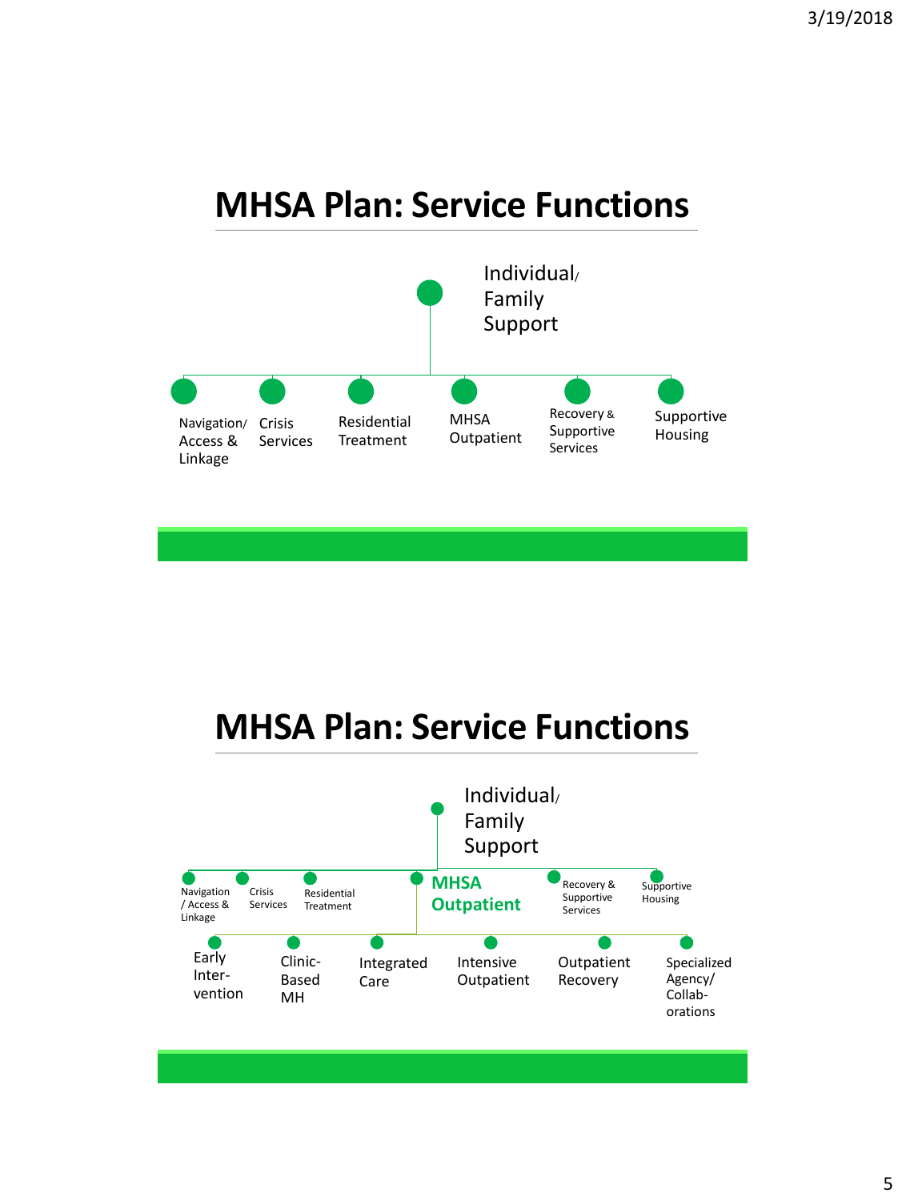# MHSA Plan: Service Functions

- Individual/ Family Support
  - Navigation/ Access & Linkage
  - Crisis Services
  - Residential Treatment
  - MHSA Outpatient
  - Recovery & Supportive Services
  - Supportive Housing

# MHSA Plan: Service Functions

- Individual/ Family Support
  - Navigation / Access & Linkage
  - Crisis Services
  - Residential Treatment
  - **MHSA Outpatient**
    - Early Inter-vention
    - Clinic-Based MH
    - Integrated Care
    - Intensive Outpatient
    - Outpatient Recovery
    - Specialized Agency/ Collab-orations
  - Recovery & Supportive Services
  - Supportive Housing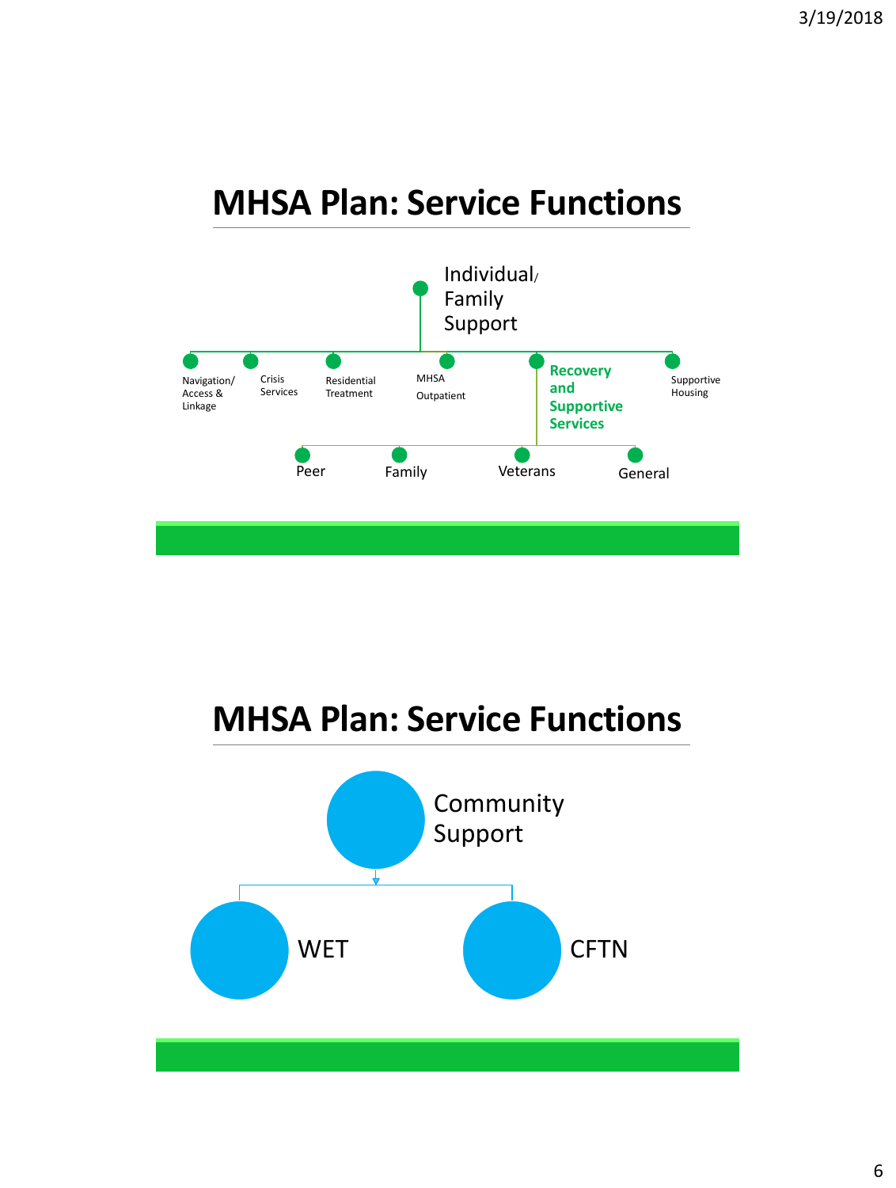## MHSA Plan: Service Functions

- Individual/ Family Support
  - Navigation/ Access & Linkage
  - Crisis Services
  - Residential Treatment
  - MHSA Outpatient
  - **Recovery and Supportive Services**
    - Peer
    - Family
    - Veterans
    - General
  - Supportive Housing

## MHSA Plan: Service Functions

- Community Support
  - WET
  - CFTN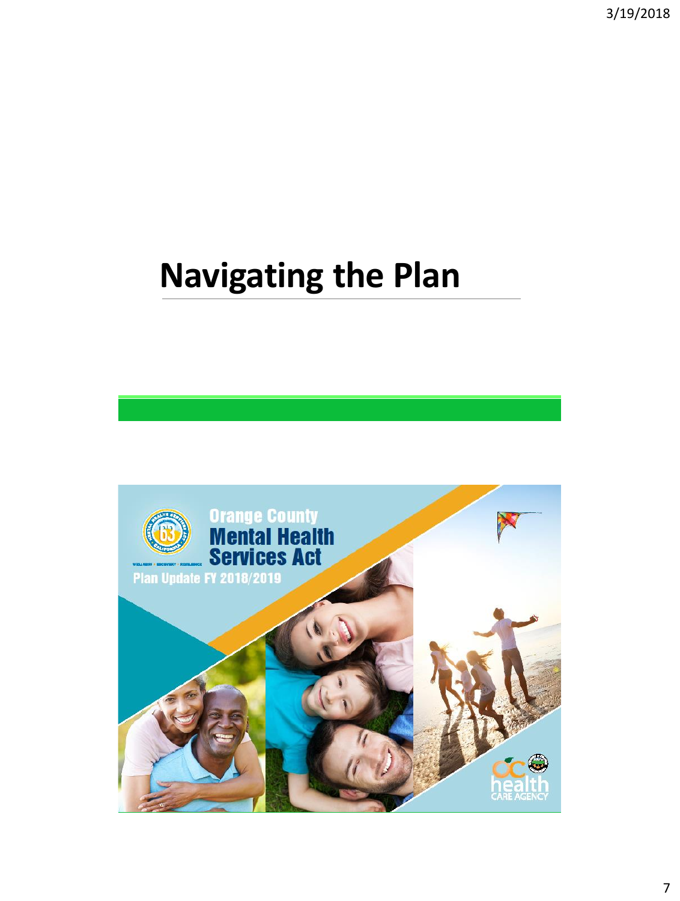# Navigating the Plan

Orange County
Mental Health
Services Act
Plan Update FY 2018/2019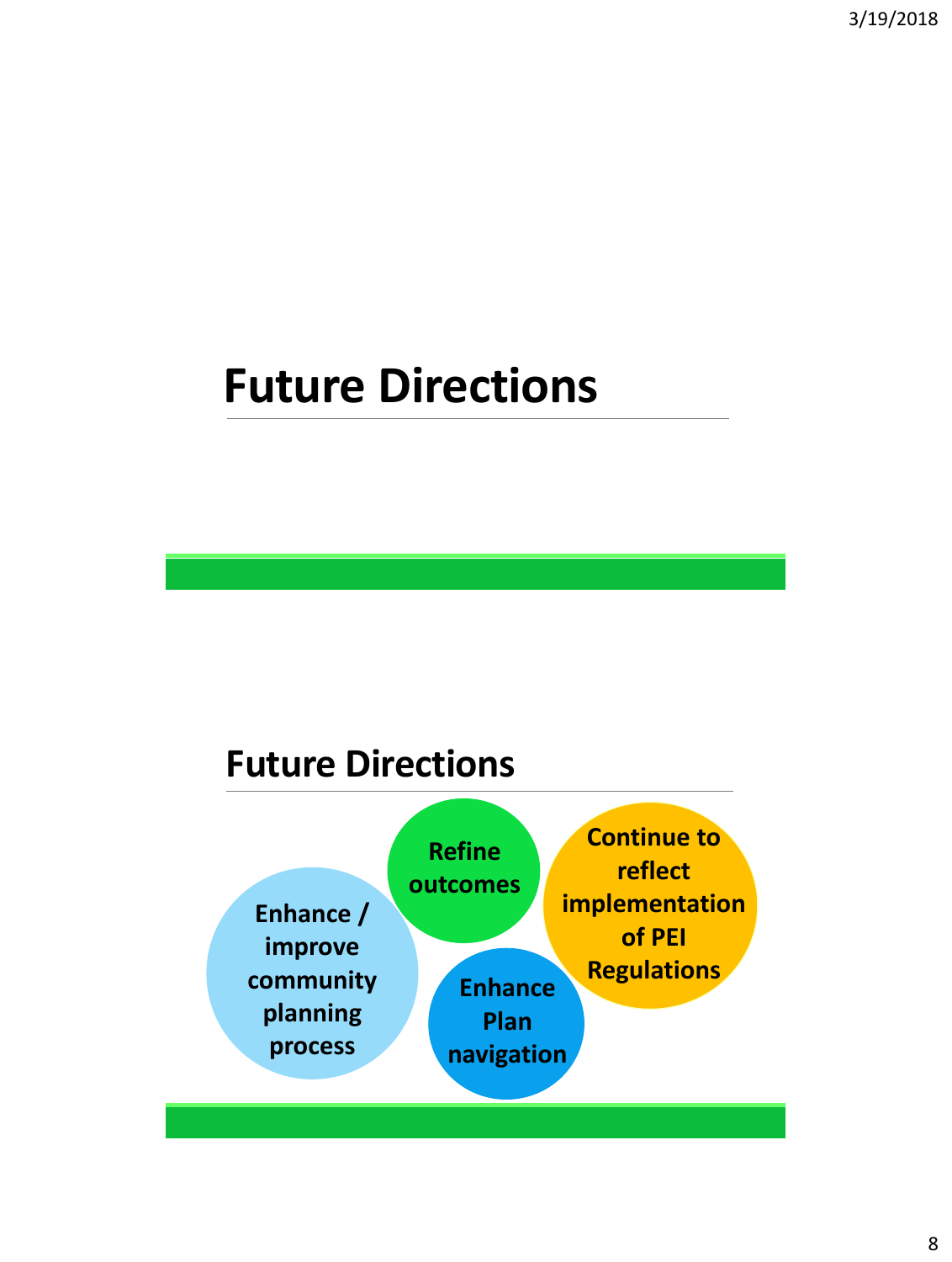# Future Directions

## Future Directions

- Enhance / improve community planning process
- Refine outcomes
- Enhance Plan navigation
- Continue to reflect implementation of PEI Regulations